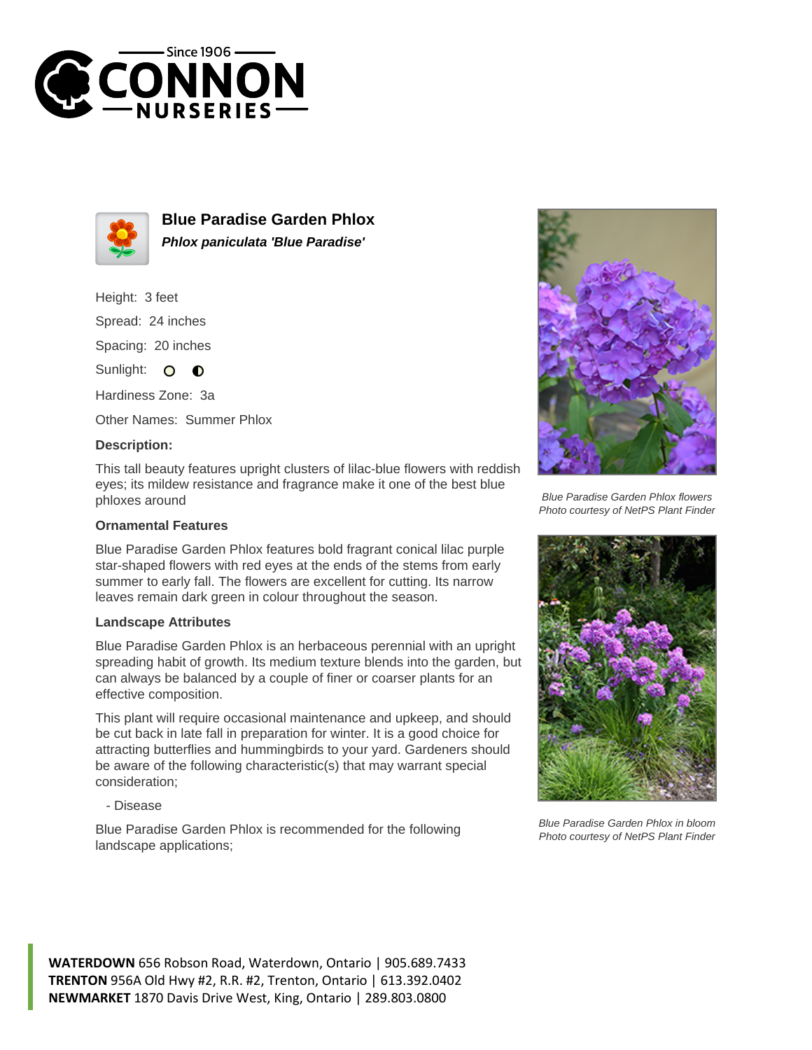# Blue Paradise Garden Phlox

***Phlox paniculata 'Blue Paradise'***

Height: 3 feet

Spread: 24 inches

Spacing: 20 inches

Sunlight:

Hardiness Zone: 3a

Other Names: Summer Phlox

### Description:

This tall beauty features upright clusters of lilac-blue flowers with reddish eyes; its mildew resistance and fragrance make it one of the best blue phloxes around

### Ornamental Features

Blue Paradise Garden Phlox features bold fragrant conical lilac purple star-shaped flowers with red eyes at the ends of the stems from early summer to early fall. The flowers are excellent for cutting. Its narrow leaves remain dark green in colour throughout the season.

### Landscape Attributes

Blue Paradise Garden Phlox is an herbaceous perennial with an upright spreading habit of growth. Its medium texture blends into the garden, but can always be balanced by a couple of finer or coarser plants for an effective composition.

This plant will require occasional maintenance and upkeep, and should be cut back in late fall in preparation for winter. It is a good choice for attracting butterflies and hummingbirds to your yard. Gardeners should be aware of the following characteristic(s) that may warrant special consideration;

- Disease

Blue Paradise Garden Phlox is recommended for the following landscape applications;

*Blue Paradise Garden Phlox flowers*
*Photo courtesy of NetPS Plant Finder*

*Blue Paradise Garden Phlox in bloom*
*Photo courtesy of NetPS Plant Finder*

**WATERDOWN** 656 Robson Road, Waterdown, Ontario | 905.689.7433
**TRENTON** 956A Old Hwy #2, R.R. #2, Trenton, Ontario | 613.392.0402
**NEWMARKET** 1870 Davis Drive West, King, Ontario | 289.803.0800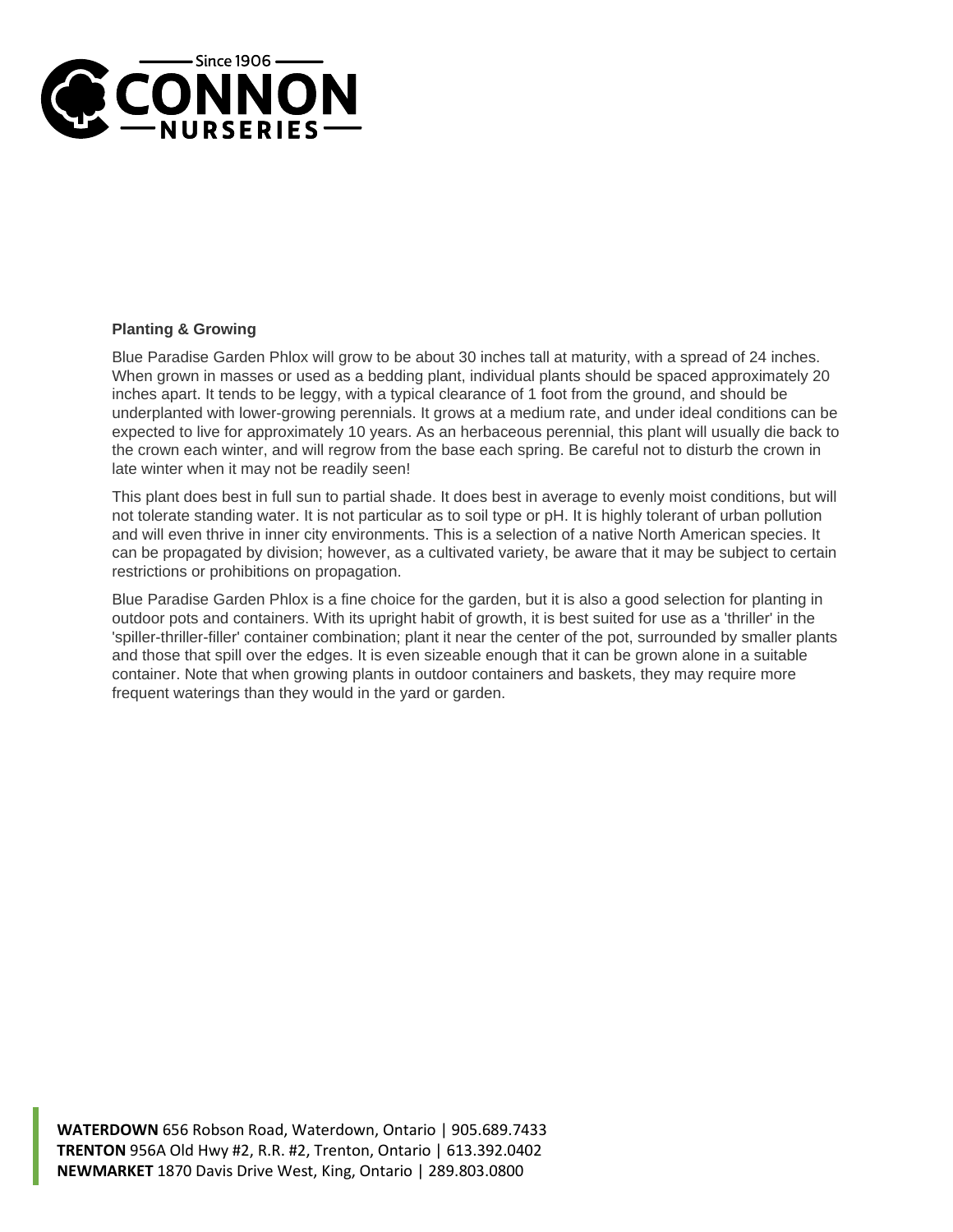### Planting & Growing

Blue Paradise Garden Phlox will grow to be about 30 inches tall at maturity, with a spread of 24 inches. When grown in masses or used as a bedding plant, individual plants should be spaced approximately 20 inches apart. It tends to be leggy, with a typical clearance of 1 foot from the ground, and should be underplanted with lower-growing perennials. It grows at a medium rate, and under ideal conditions can be expected to live for approximately 10 years. As an herbaceous perennial, this plant will usually die back to the crown each winter, and will regrow from the base each spring. Be careful not to disturb the crown in late winter when it may not be readily seen!

This plant does best in full sun to partial shade. It does best in average to evenly moist conditions, but will not tolerate standing water. It is not particular as to soil type or pH. It is highly tolerant of urban pollution and will even thrive in inner city environments. This is a selection of a native North American species. It can be propagated by division; however, as a cultivated variety, be aware that it may be subject to certain restrictions or prohibitions on propagation.

Blue Paradise Garden Phlox is a fine choice for the garden, but it is also a good selection for planting in outdoor pots and containers. With its upright habit of growth, it is best suited for use as a 'thriller' in the 'spiller-thriller-filler' container combination; plant it near the center of the pot, surrounded by smaller plants and those that spill over the edges. It is even sizeable enough that it can be grown alone in a suitable container. Note that when growing plants in outdoor containers and baskets, they may require more frequent waterings than they would in the yard or garden.